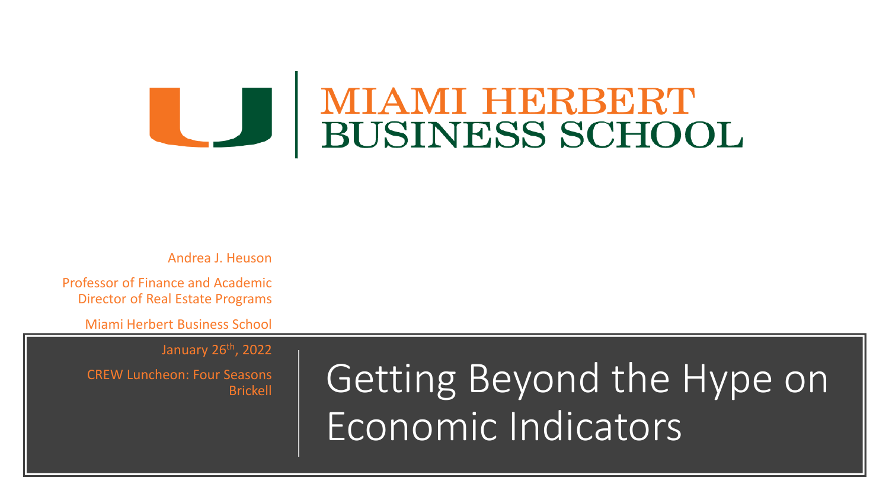MIAMI HERBERT BUSINESS SCHOOL

# Getting Beyond the Hype on Economic Indicators

Andrea J. Heuson

Professor of Finance and Academic Director of Real Estate Programs

Miami Herbert Business School

January 26th, 2022

CREW Luncheon: Four Seasons Brickell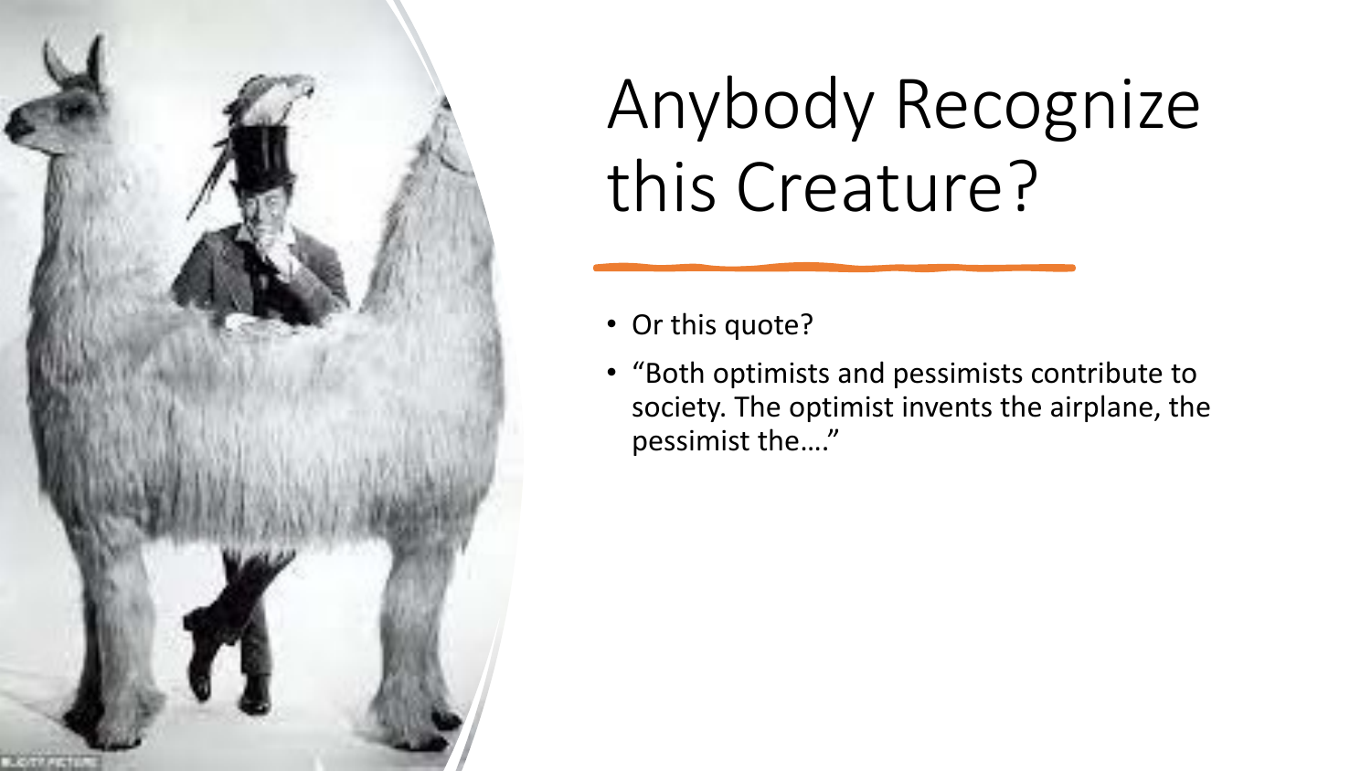# Anybody Recognize this Creature?

- Or this quote?
- "Both optimists and pessimists contribute to society. The optimist invents the airplane, the pessimist the…."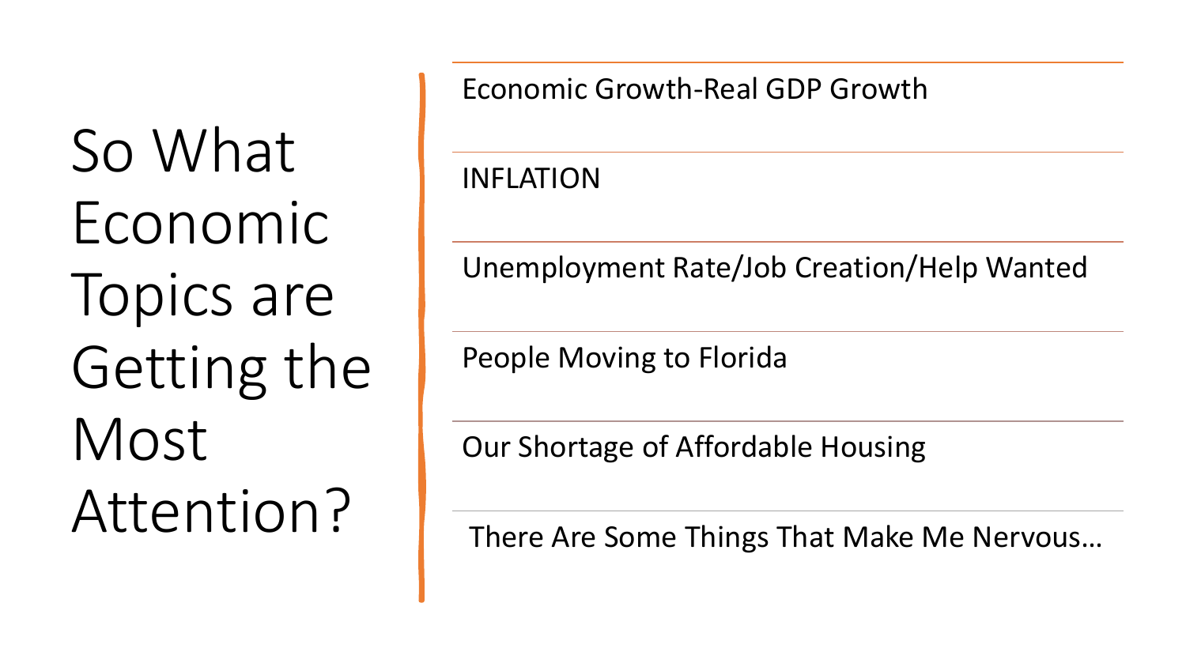# So What Economic Topics are Getting the Most Attention?

- Economic Growth-Real GDP Growth
- INFLATION
- Unemployment Rate/Job Creation/Help Wanted
- People Moving to Florida
- Our Shortage of Affordable Housing
- There Are Some Things That Make Me Nervous…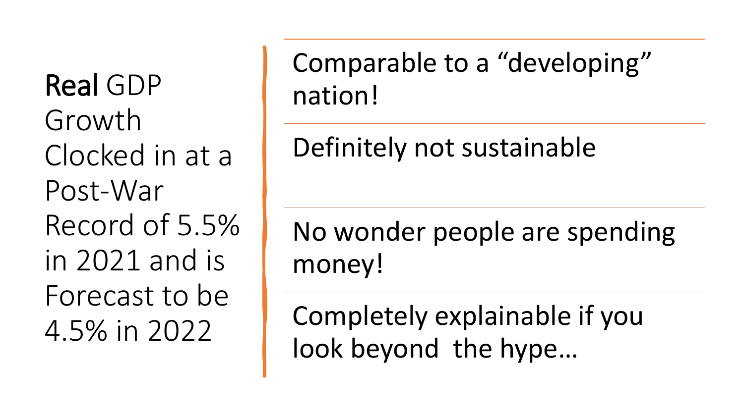# **Real** GDP Growth Clocked in at a Post-War Record of 5.5% in 2021 and is Forecast to be 4.5% in 2022

- Comparable to a “developing” nation!
- Definitely not sustainable
- No wonder people are spending money!
- Completely explainable if you look beyond the hype…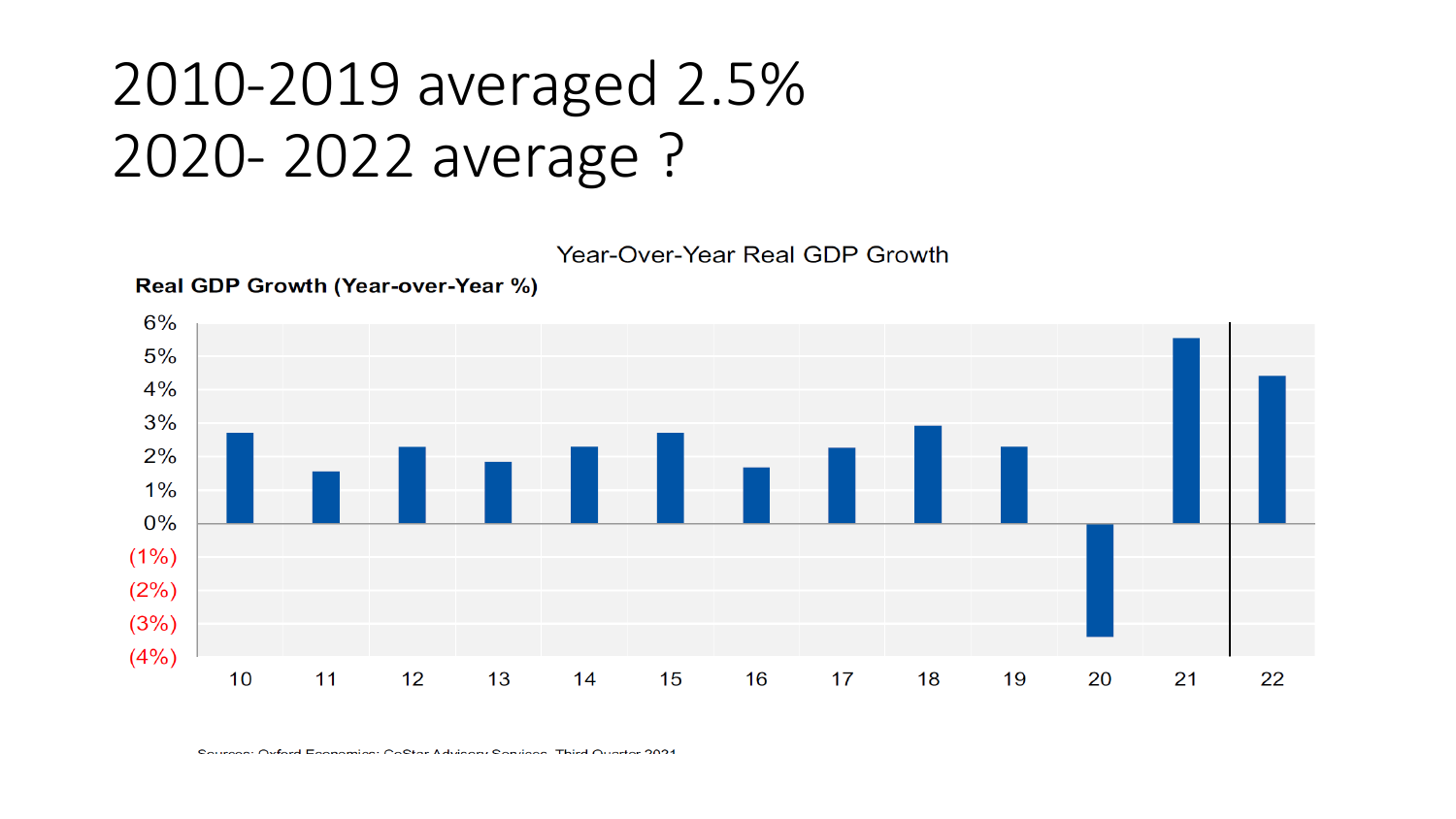# 2010-2019 averaged 2.5%
# 2020- 2022 average ?

Year-Over-Year Real GDP Growth

**Real GDP Growth (Year-over-Year %)**

6%
5%
4%
3%
2%
1%
0%
(1%)
(2%)
(3%)
(4%)

10 11 12 13 14 15 16 17 18 19 20 21 22

Sources: Oxford Economics; CoStar Advisory Services, Third Quarter 2021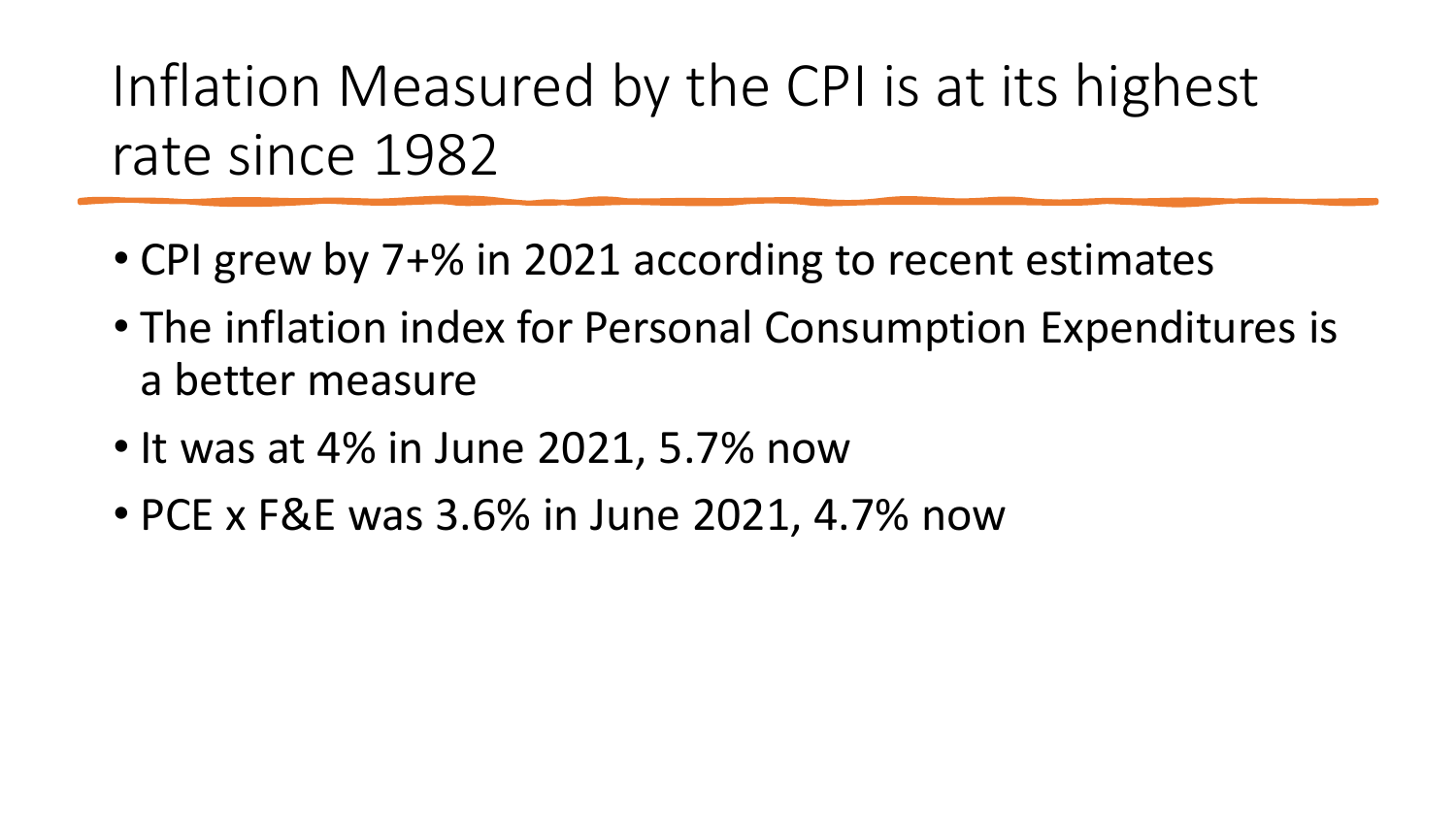# Inflation Measured by the CPI is at its highest rate since 1982

- CPI grew by 7+% in 2021 according to recent estimates
- The inflation index for Personal Consumption Expenditures is a better measure
- It was at 4% in June 2021, 5.7% now
- PCE x F&E was 3.6% in June 2021, 4.7% now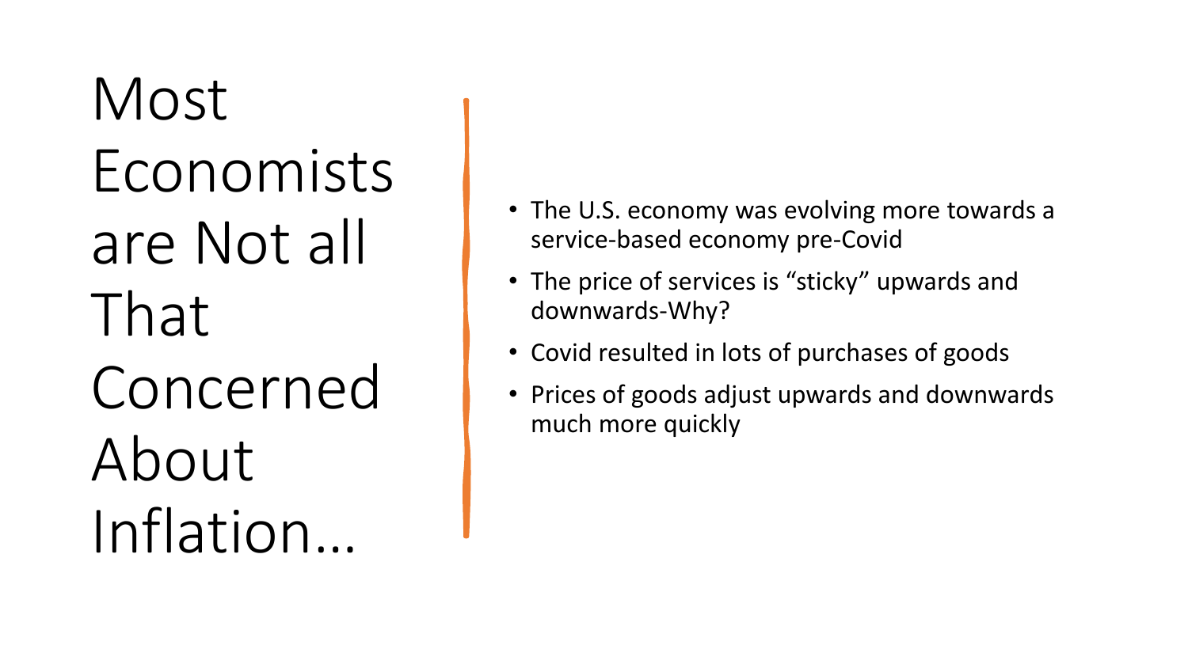# Most Economists are Not all That Concerned About Inflation…

- The U.S. economy was evolving more towards a service-based economy pre-Covid
- The price of services is “sticky” upwards and downwards-Why?
- Covid resulted in lots of purchases of goods
- Prices of goods adjust upwards and downwards much more quickly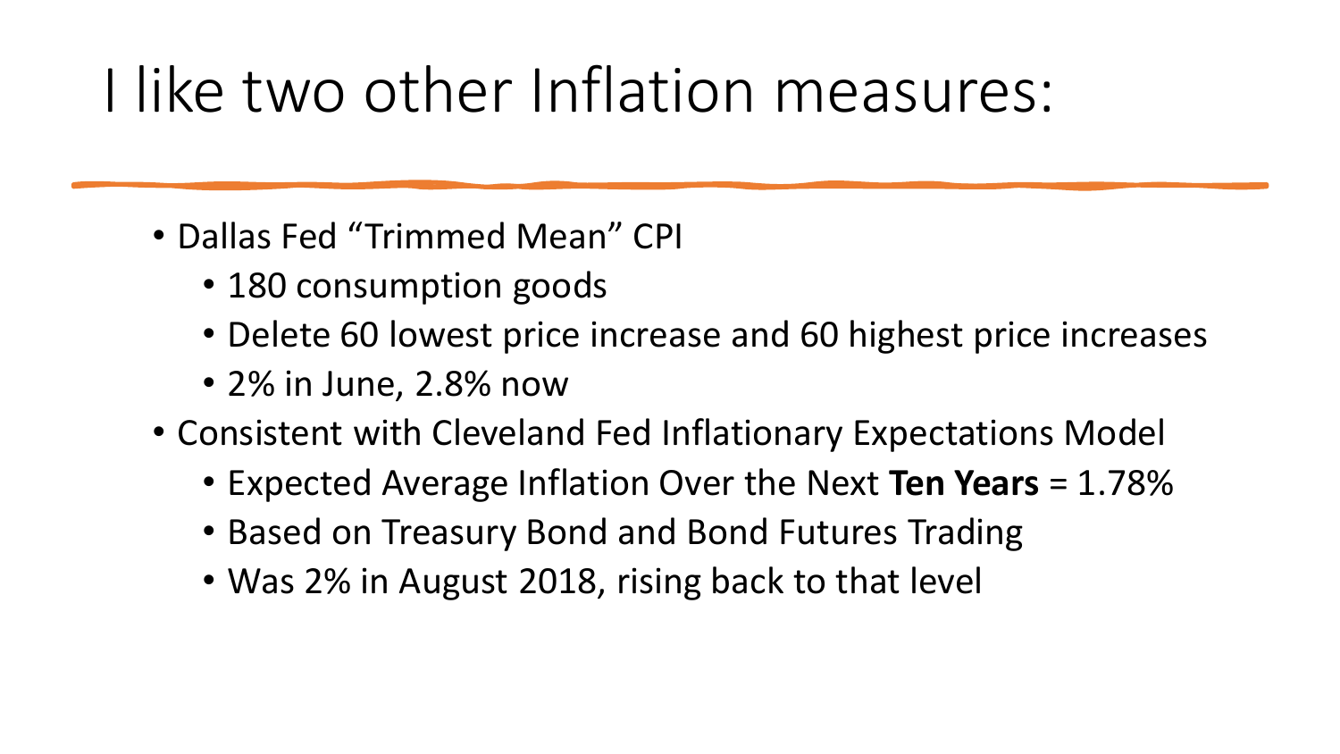# I like two other Inflation measures:

- Dallas Fed "Trimmed Mean" CPI
  - 180 consumption goods
  - Delete 60 lowest price increase and 60 highest price increases
  - 2% in June, 2.8% now
- Consistent with Cleveland Fed Inflationary Expectations Model
  - Expected Average Inflation Over the Next **Ten Years** = 1.78%
  - Based on Treasury Bond and Bond Futures Trading
  - Was 2% in August 2018, rising back to that level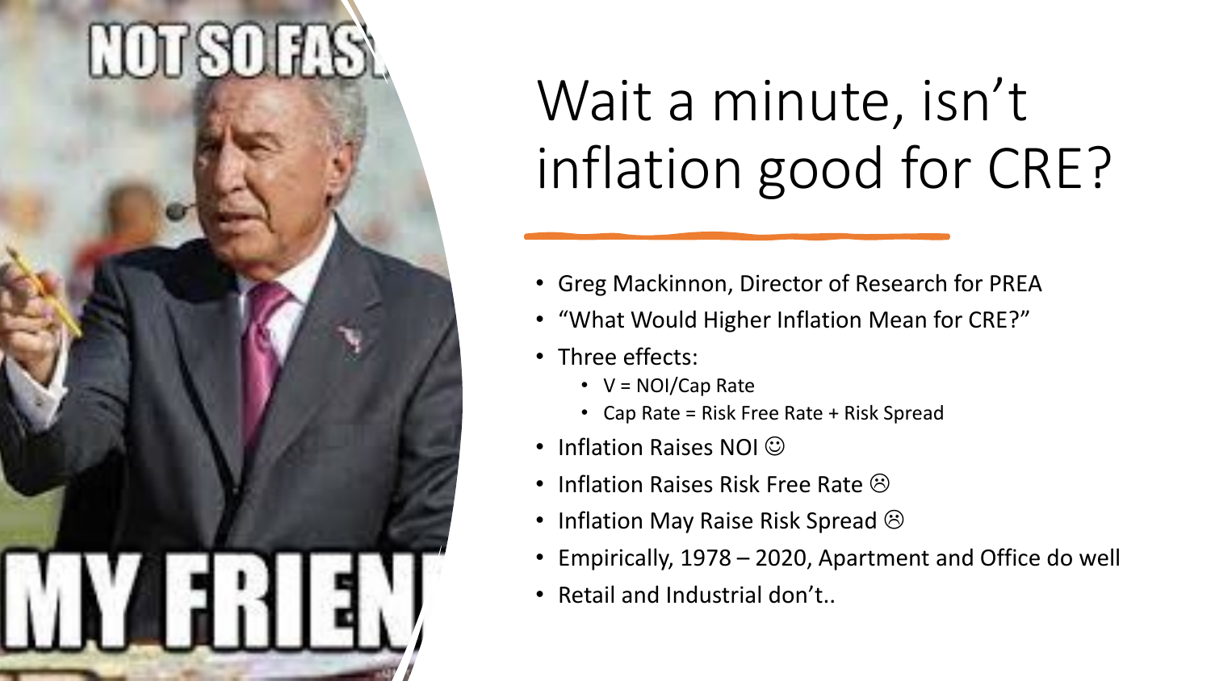# Wait a minute, isn't inflation good for CRE?

- Greg Mackinnon, Director of Research for PREA
- "What Would Higher Inflation Mean for CRE?"
- Three effects:
  - V = NOI/Cap Rate
  - Cap Rate = Risk Free Rate + Risk Spread
- Inflation Raises NOI ☺
- Inflation Raises Risk Free Rate ☹
- Inflation May Raise Risk Spread ☹
- Empirically, 1978 – 2020, Apartment and Office do well
- Retail and Industrial don't..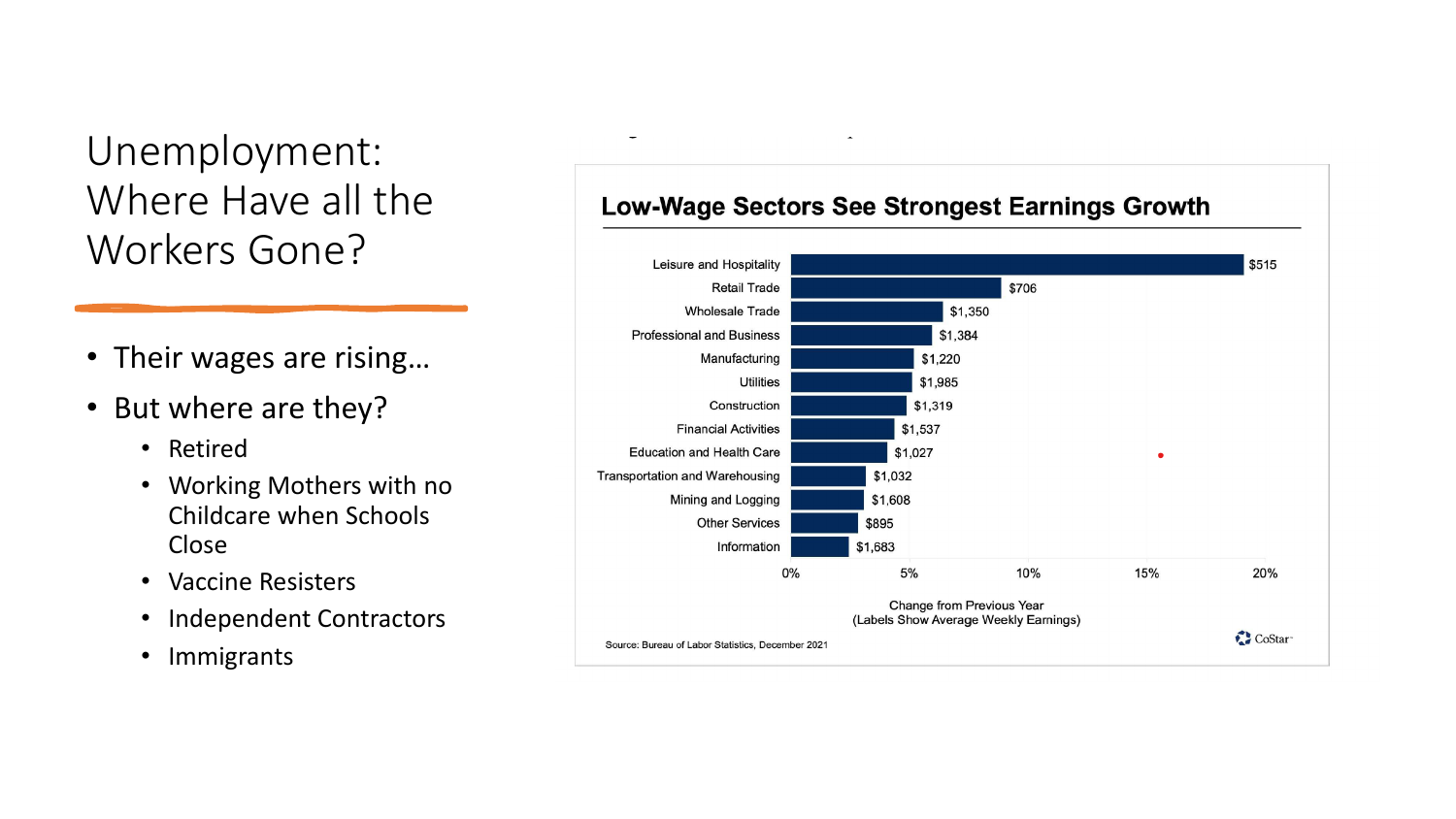# Unemployment: Where Have all the Workers Gone?

- Their wages are rising…
- But where are they?
  - Retired
  - Working Mothers with no Childcare when Schools Close
  - Vaccine Resisters
  - Independent Contractors
  - Immigrants

**Low-Wage Sectors See Strongest Earnings Growth**

| Sector | Average Weekly Earnings |
|---|---|
| Leisure and Hospitality | $515 |
| Retail Trade | $706 |
| Wholesale Trade | $1,350 |
| Professional and Business | $1,384 |
| Manufacturing | $1,220 |
| Utilities | $1,985 |
| Construction | $1,319 |
| Financial Activities | $1,537 |
| Education and Health Care | $1,027 |
| Transportation and Warehousing | $1,032 |
| Mining and Logging | $1,608 |
| Other Services | $895 |
| Information | $1,683 |

0% 5% 10% 15% 20%

Change from Previous Year
(Labels Show Average Weekly Earnings)

Source: Bureau of Labor Statistics, December 2021

CoStar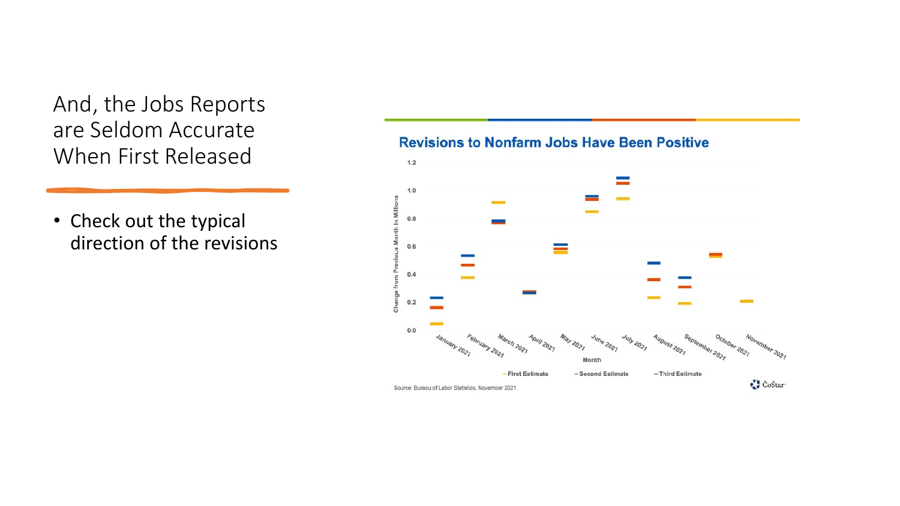# And, the Jobs Reports are Seldom Accurate When First Released

- Check out the typical direction of the revisions

**Revisions to Nonfarm Jobs Have Been Positive**

Change from Previous Month in Millions

Month

First Estimate — Second Estimate — Third Estimate

Source: Bureau of Labor Statistics, November 2021

CoStar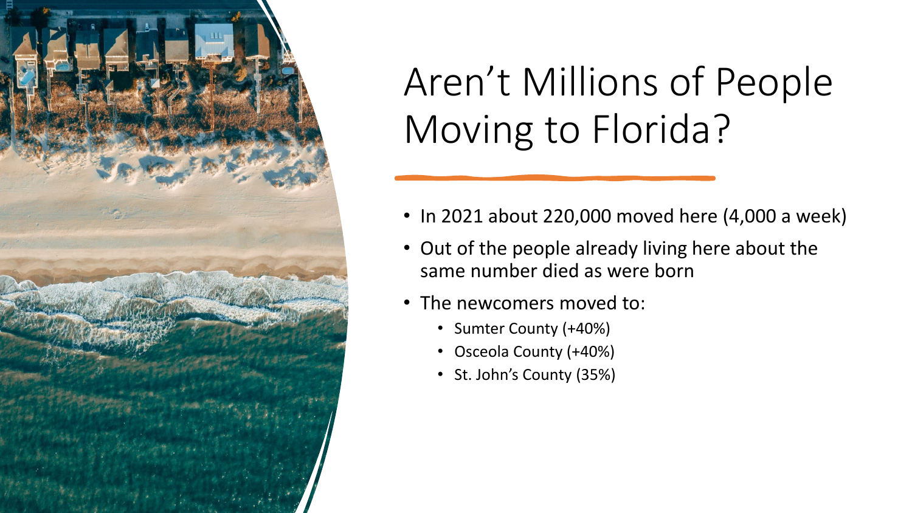# Aren't Millions of People Moving to Florida?

- In 2021 about 220,000 moved here (4,000 a week)
- Out of the people already living here about the same number died as were born
- The newcomers moved to:
  - Sumter County (+40%)
  - Osceola County (+40%)
  - St. John's County (35%)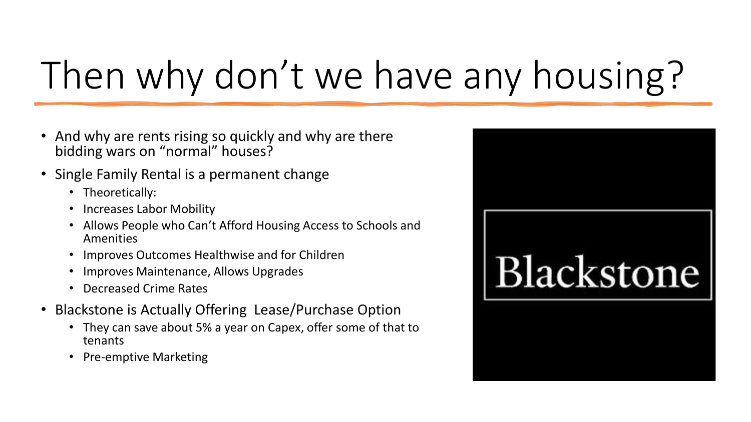# Then why don't we have any housing?

- And why are rents rising so quickly and why are there bidding wars on "normal" houses?
- Single Family Rental is a permanent change
  - Theoretically:
  - Increases Labor Mobility
  - Allows People who Can't Afford Housing Access to Schools and Amenities
  - Improves Outcomes Healthwise and for Children
  - Improves Maintenance, Allows Upgrades
  - Decreased Crime Rates
- Blackstone is Actually Offering Lease/Purchase Option
  - They can save about 5% a year on Capex, offer some of that to tenants
  - Pre-emptive Marketing

Blackstone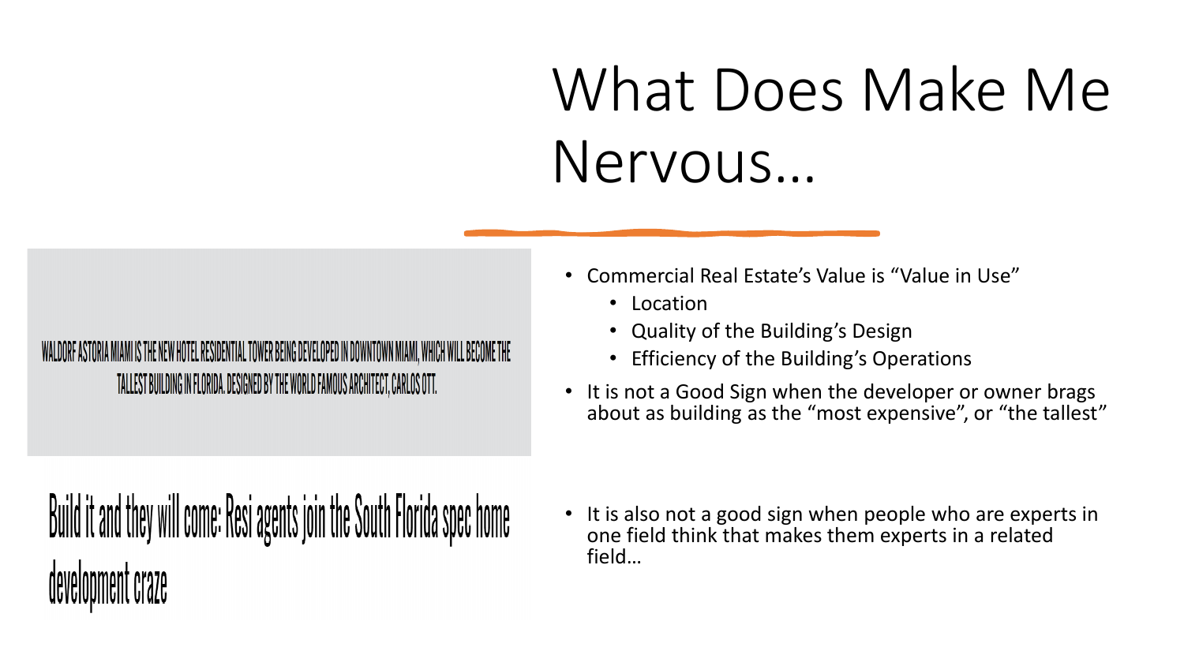# What Does Make Me Nervous…

WALDORF ASTORIA MIAMI IS THE NEW HOTEL RESIDENTIAL TOWER BEING DEVELOPED IN DOWNTOWN MIAMI, WHICH WILL BECOME THE TALLEST BUILDING IN FLORIDA. DESIGNED BY THE WORLD FAMOUS ARCHITECT, CARLOS OTT.

- Commercial Real Estate's Value is "Value in Use"
  - Location
  - Quality of the Building's Design
  - Efficiency of the Building's Operations
- It is not a Good Sign when the developer or owner brags about as building as the "most expensive", or "the tallest"

Build it and they will come: Resi agents join the South Florida spec home development craze

- It is also not a good sign when people who are experts in one field think that makes them experts in a related field…